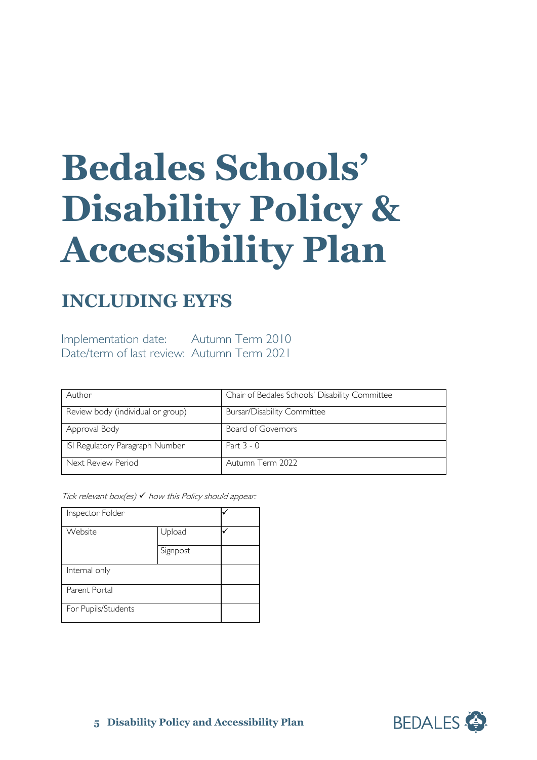# Bedales Schools' Disability Policy & Accessibility Plan

## INCLUDING EYFS

Implementation date: Autumn Term 2010
Date/term of last review: Autumn Term 2021

| Author | Chair of Bedales Schools' Disability Committee |
|---|---|
| Review body (individual or group) | Bursar/Disability Committee |
| Approval Body | Board of Governors |
| ISI Regulatory Paragraph Number | Part 3 - 0 |
| Next Review Period | Autumn Term 2022 |

*Tick relevant box(es) ✓ how this Policy should appear:*

| Inspector Folder | | ✓ |
|---|---|---|
| Website | Upload | ✓ |
| | Signpost | |
| Internal only | | |
| Parent Portal | | |
| For Pupils/Students | | |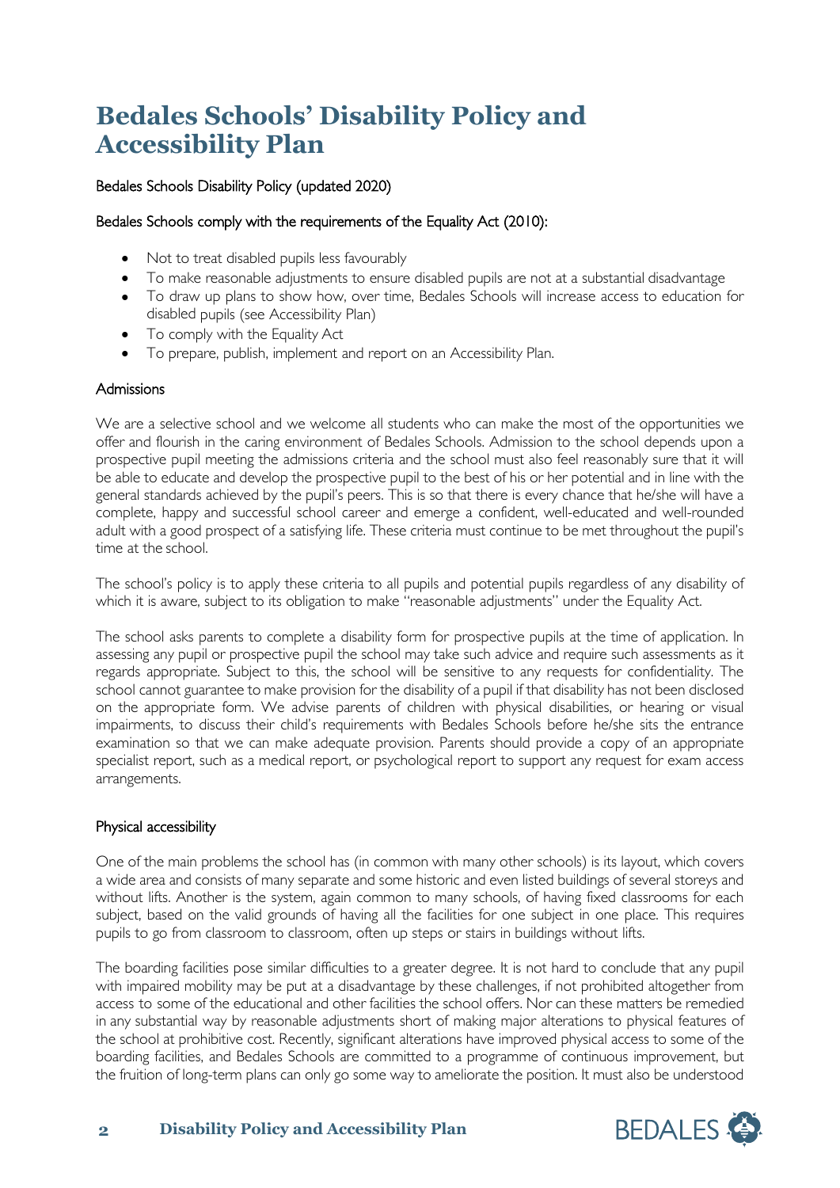# Bedales Schools' Disability Policy and Accessibility Plan

Bedales Schools Disability Policy (updated 2020)

Bedales Schools comply with the requirements of the Equality Act (2010):

- Not to treat disabled pupils less favourably
- To make reasonable adjustments to ensure disabled pupils are not at a substantial disadvantage
- To draw up plans to show how, over time, Bedales Schools will increase access to education for disabled pupils (see Accessibility Plan)
- To comply with the Equality Act
- To prepare, publish, implement and report on an Accessibility Plan.

## Admissions

We are a selective school and we welcome all students who can make the most of the opportunities we offer and flourish in the caring environment of Bedales Schools. Admission to the school depends upon a prospective pupil meeting the admissions criteria and the school must also feel reasonably sure that it will be able to educate and develop the prospective pupil to the best of his or her potential and in line with the general standards achieved by the pupil's peers. This is so that there is every chance that he/she will have a complete, happy and successful school career and emerge a confident, well-educated and well-rounded adult with a good prospect of a satisfying life. These criteria must continue to be met throughout the pupil's time at the school.

The school's policy is to apply these criteria to all pupils and potential pupils regardless of any disability of which it is aware, subject to its obligation to make "reasonable adjustments" under the Equality Act.

The school asks parents to complete a disability form for prospective pupils at the time of application. In assessing any pupil or prospective pupil the school may take such advice and require such assessments as it regards appropriate. Subject to this, the school will be sensitive to any requests for confidentiality. The school cannot guarantee to make provision for the disability of a pupil if that disability has not been disclosed on the appropriate form. We advise parents of children with physical disabilities, or hearing or visual impairments, to discuss their child's requirements with Bedales Schools before he/she sits the entrance examination so that we can make adequate provision. Parents should provide a copy of an appropriate specialist report, such as a medical report, or psychological report to support any request for exam access arrangements.

## Physical accessibility

One of the main problems the school has (in common with many other schools) is its layout, which covers a wide area and consists of many separate and some historic and even listed buildings of several storeys and without lifts. Another is the system, again common to many schools, of having fixed classrooms for each subject, based on the valid grounds of having all the facilities for one subject in one place. This requires pupils to go from classroom to classroom, often up steps or stairs in buildings without lifts.

The boarding facilities pose similar difficulties to a greater degree. It is not hard to conclude that any pupil with impaired mobility may be put at a disadvantage by these challenges, if not prohibited altogether from access to some of the educational and other facilities the school offers. Nor can these matters be remedied in any substantial way by reasonable adjustments short of making major alterations to physical features of the school at prohibitive cost. Recently, significant alterations have improved physical access to some of the boarding facilities, and Bedales Schools are committed to a programme of continuous improvement, but the fruition of long-term plans can only go some way to ameliorate the position. It must also be understood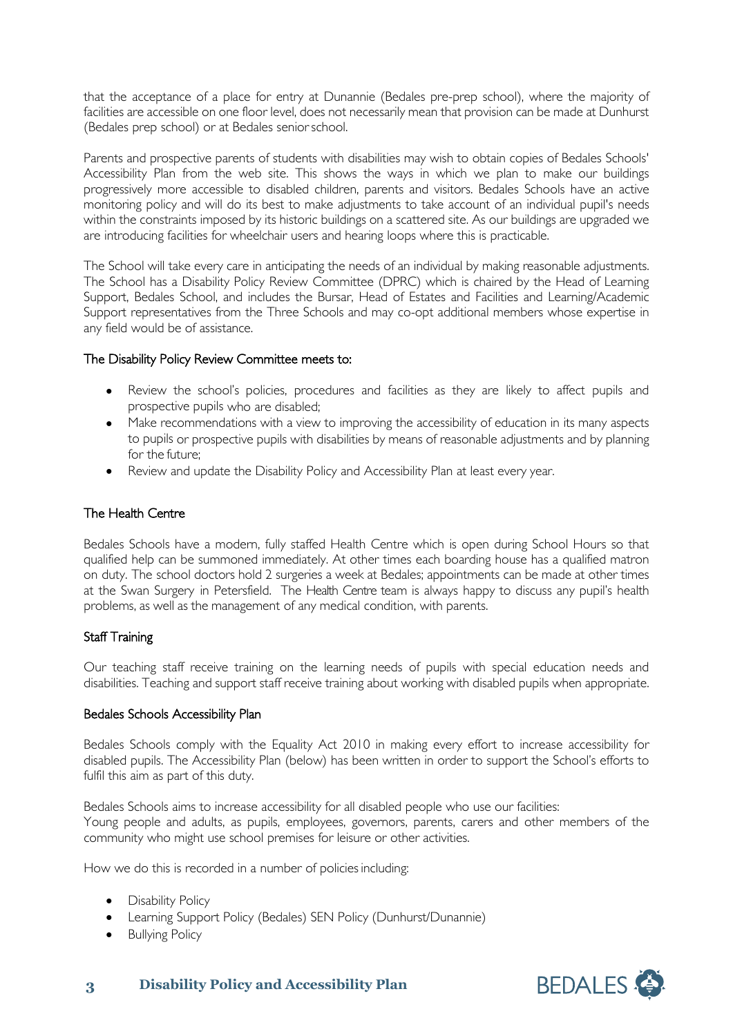that the acceptance of a place for entry at Dunannie (Bedales pre-prep school), where the majority of facilities are accessible on one floor level, does not necessarily mean that provision can be made at Dunhurst (Bedales prep school) or at Bedales senior school.

Parents and prospective parents of students with disabilities may wish to obtain copies of Bedales Schools' Accessibility Plan from the web site. This shows the ways in which we plan to make our buildings progressively more accessible to disabled children, parents and visitors. Bedales Schools have an active monitoring policy and will do its best to make adjustments to take account of an individual pupil's needs within the constraints imposed by its historic buildings on a scattered site. As our buildings are upgraded we are introducing facilities for wheelchair users and hearing loops where this is practicable.

The School will take every care in anticipating the needs of an individual by making reasonable adjustments. The School has a Disability Policy Review Committee (DPRC) which is chaired by the Head of Learning Support, Bedales School, and includes the Bursar, Head of Estates and Facilities and Learning/Academic Support representatives from the Three Schools and may co-opt additional members whose expertise in any field would be of assistance.

## The Disability Policy Review Committee meets to:

- Review the school's policies, procedures and facilities as they are likely to affect pupils and prospective pupils who are disabled;
- Make recommendations with a view to improving the accessibility of education in its many aspects to pupils or prospective pupils with disabilities by means of reasonable adjustments and by planning for the future;
- Review and update the Disability Policy and Accessibility Plan at least every year.

## The Health Centre

Bedales Schools have a modern, fully staffed Health Centre which is open during School Hours so that qualified help can be summoned immediately. At other times each boarding house has a qualified matron on duty. The school doctors hold 2 surgeries a week at Bedales; appointments can be made at other times at the Swan Surgery in Petersfield. The Health Centre team is always happy to discuss any pupil's health problems, as well as the management of any medical condition, with parents.

## Staff Training

Our teaching staff receive training on the learning needs of pupils with special education needs and disabilities. Teaching and support staff receive training about working with disabled pupils when appropriate.

## Bedales Schools Accessibility Plan

Bedales Schools comply with the Equality Act 2010 in making every effort to increase accessibility for disabled pupils. The Accessibility Plan (below) has been written in order to support the School's efforts to fulfil this aim as part of this duty.

Bedales Schools aims to increase accessibility for all disabled people who use our facilities:
Young people and adults, as pupils, employees, governors, parents, carers and other members of the community who might use school premises for leisure or other activities.

How we do this is recorded in a number of policies including:

- Disability Policy
- Learning Support Policy (Bedales) SEN Policy (Dunhurst/Dunannie)
- Bullying Policy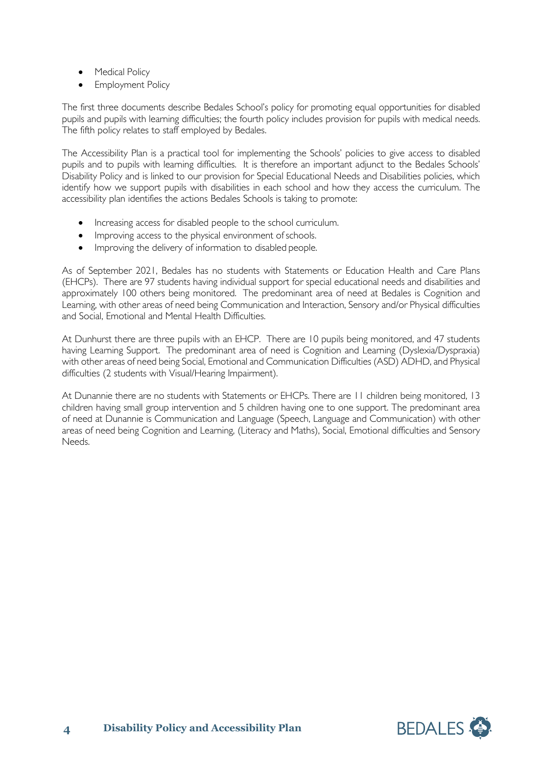- Medical Policy
- Employment Policy

The first three documents describe Bedales School's policy for promoting equal opportunities for disabled pupils and pupils with learning difficulties; the fourth policy includes provision for pupils with medical needs. The fifth policy relates to staff employed by Bedales.

The Accessibility Plan is a practical tool for implementing the Schools' policies to give access to disabled pupils and to pupils with learning difficulties. It is therefore an important adjunct to the Bedales Schools' Disability Policy and is linked to our provision for Special Educational Needs and Disabilities policies, which identify how we support pupils with disabilities in each school and how they access the curriculum. The accessibility plan identifies the actions Bedales Schools is taking to promote:

- Increasing access for disabled people to the school curriculum.
- Improving access to the physical environment of schools.
- Improving the delivery of information to disabled people.

As of September 2021, Bedales has no students with Statements or Education Health and Care Plans (EHCPs). There are 97 students having individual support for special educational needs and disabilities and approximately 100 others being monitored. The predominant area of need at Bedales is Cognition and Learning, with other areas of need being Communication and Interaction, Sensory and/or Physical difficulties and Social, Emotional and Mental Health Difficulties.

At Dunhurst there are three pupils with an EHCP. There are 10 pupils being monitored, and 47 students having Learning Support. The predominant area of need is Cognition and Learning (Dyslexia/Dyspraxia) with other areas of need being Social, Emotional and Communication Difficulties (ASD) ADHD, and Physical difficulties (2 students with Visual/Hearing Impairment).

At Dunannie there are no students with Statements or EHCPs. There are 11 children being monitored, 13 children having small group intervention and 5 children having one to one support. The predominant area of need at Dunannie is Communication and Language (Speech, Language and Communication) with other areas of need being Cognition and Learning, (Literacy and Maths), Social, Emotional difficulties and Sensory Needs.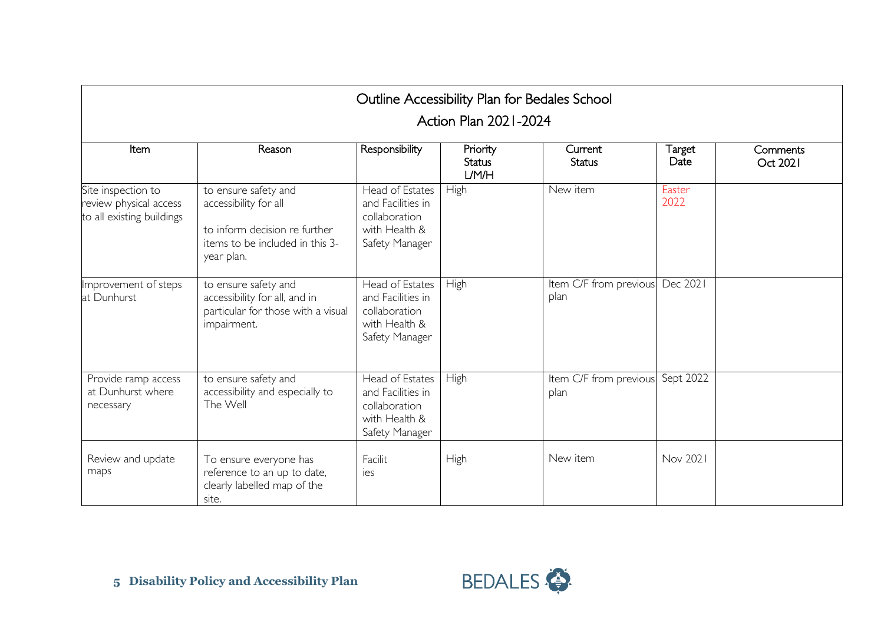## Outline Accessibility Plan for Bedales School

### Action Plan 2021-2024

| Item | Reason | Responsibility | Priority Status L/M/H | Current Status | Target Date | Comments Oct 2021 |
|---|---|---|---|---|---|---|
| Site inspection to review physical access to all existing buildings | to ensure safety and accessibility for all<br><br>to inform decision re further items to be included in this 3-year plan. | Head of Estates and Facilities in collaboration with Health & Safety Manager | High | New item | Easter 2022 | |
| Improvement of steps at Dunhurst | to ensure safety and accessibility for all, and in particular for those with a visual impairment. | Head of Estates and Facilities in collaboration with Health & Safety Manager | High | Item C/F from previous plan | Dec 2021 | |
| Provide ramp access at Dunhurst where necessary | to ensure safety and accessibility and especially to The Well | Head of Estates and Facilities in collaboration with Health & Safety Manager | High | Item C/F from previous plan | Sept 2022 | |
| Review and update maps | To ensure everyone has reference to an up to date, clearly labelled map of the site. | Facilities | High | New item | Nov 2021 | |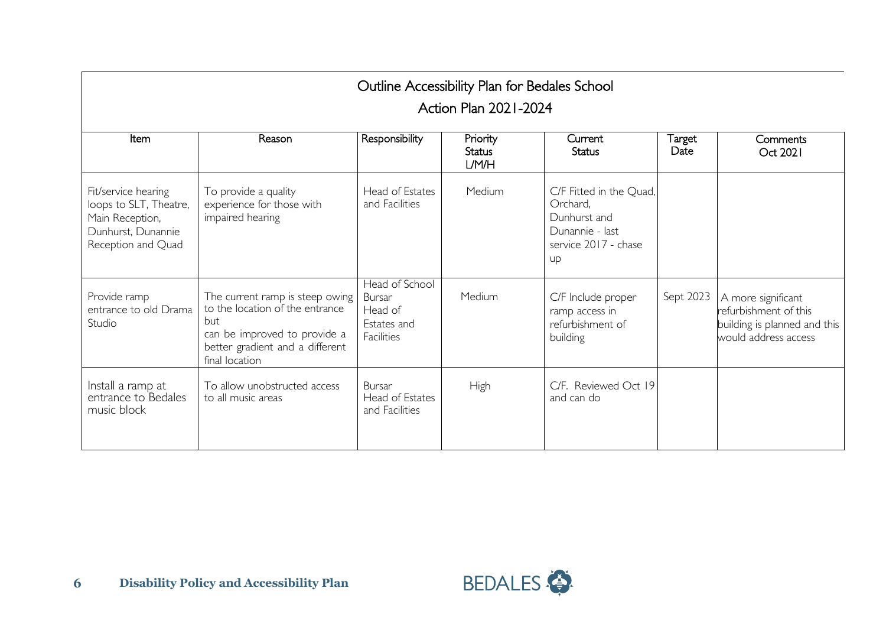## Outline Accessibility Plan for Bedales School

### Action Plan 2021-2024

| Item | Reason | Responsibility | Priority Status L/M/H | Current Status | Target Date | Comments Oct 2021 |
|---|---|---|---|---|---|---|
| Fit/service hearing loops to SLT, Theatre, Main Reception, Dunhurst, Dunannie Reception and Quad | To provide a quality experience for those with impaired hearing | Head of Estates and Facilities | Medium | C/F Fitted in the Quad, Orchard, Dunhurst and Dunannie - last service 2017 - chase up | | |
| Provide ramp entrance to old Drama Studio | The current ramp is steep owing to the location of the entrance but can be improved to provide a better gradient and a different final location | Head of School Bursar Head of Estates and Facilities | Medium | C/F Include proper ramp access in refurbishment of building | Sept 2023 | A more significant refurbishment of this building is planned and this would address access |
| Install a ramp at entrance to Bedales music block | To allow unobstructed access to all music areas | Bursar Head of Estates and Facilities | High | C/F. Reviewed Oct 19 and can do | | |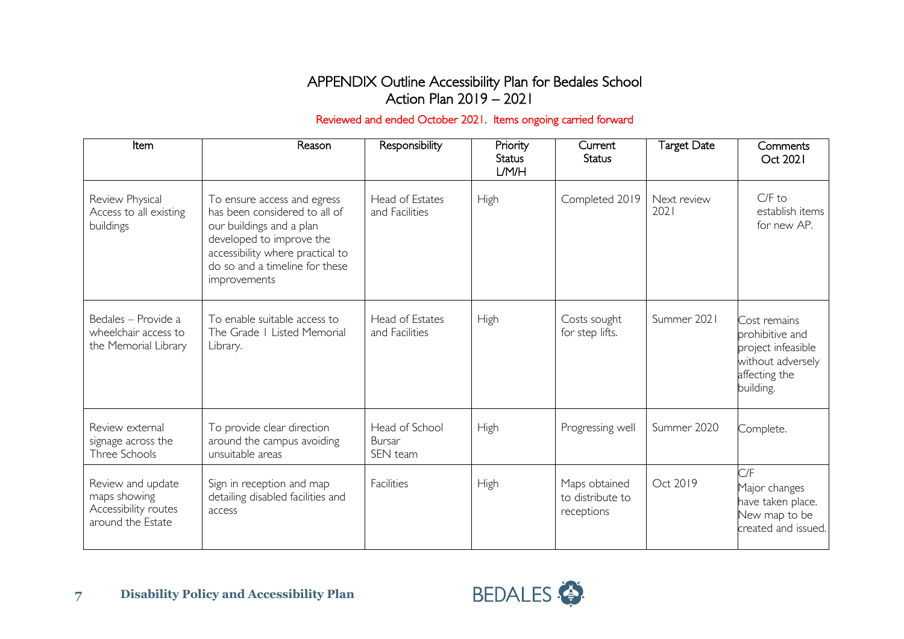# APPENDIX Outline Accessibility Plan for Bedales School
# Action Plan 2019 – 2021

Reviewed and ended October 2021. Items ongoing carried forward

| Item | Reason | Responsibility | Priority Status L/M/H | Current Status | Target Date | Comments Oct 2021 |
|---|---|---|---|---|---|---|
| Review Physical Access to all existing buildings | To ensure access and egress has been considered to all of our buildings and a plan developed to improve the accessibility where practical to do so and a timeline for these improvements | Head of Estates and Facilities | High | Completed 2019 | Next review 2021 | C/F to establish items for new AP. |
| Bedales – Provide a wheelchair access to the Memorial Library | To enable suitable access to The Grade I Listed Memorial Library. | Head of Estates and Facilities | High | Costs sought for step lifts. | Summer 2021 | Cost remains prohibitive and project infeasible without adversely affecting the building. |
| Review external signage across the Three Schools | To provide clear direction around the campus avoiding unsuitable areas | Head of School Bursar SEN team | High | Progressing well | Summer 2020 | Complete. |
| Review and update maps showing Accessibility routes around the Estate | Sign in reception and map detailing disabled facilities and access | Facilities | High | Maps obtained to distribute to receptions | Oct 2019 | C/F Major changes have taken place. New map to be created and issued. |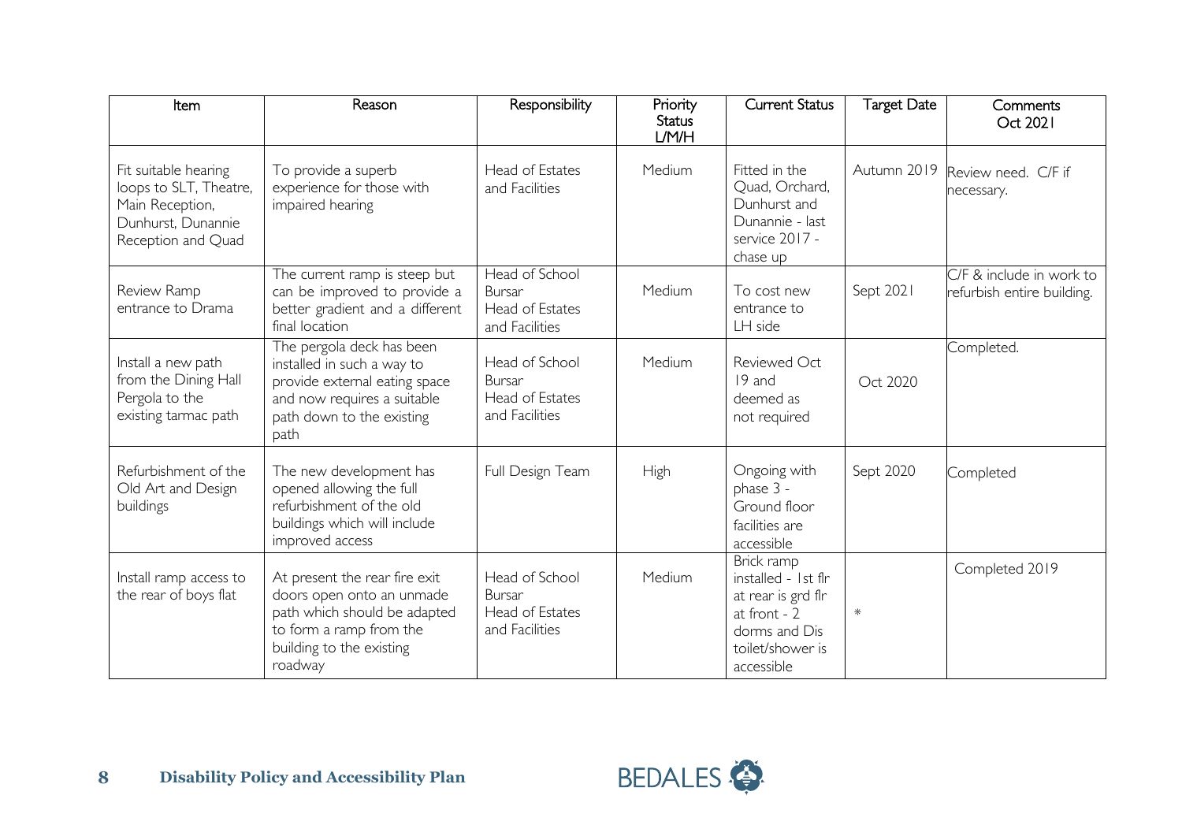| Item | Reason | Responsibility | Priority Status L/M/H | Current Status | Target Date | Comments Oct 2021 |
|---|---|---|---|---|---|---|
| Fit suitable hearing loops to SLT, Theatre, Main Reception, Dunhurst, Dunannie Reception and Quad | To provide a superb experience for those with impaired hearing | Head of Estates and Facilities | Medium | Fitted in the Quad, Orchard, Dunhurst and Dunannie - last service 2017 - chase up | Autumn 2019 | Review need. C/F if necessary. |
| Review Ramp entrance to Drama | The current ramp is steep but can be improved to provide a better gradient and a different final location | Head of School Bursar Head of Estates and Facilities | Medium | To cost new entrance to LH side | Sept 2021 | C/F & include in work to refurbish entire building. |
| Install a new path from the Dining Hall Pergola to the existing tarmac path | The pergola deck has been installed in such a way to provide external eating space and now requires a suitable path down to the existing path | Head of School Bursar Head of Estates and Facilities | Medium | Reviewed Oct 19 and deemed as not required | Oct 2020 | Completed. |
| Refurbishment of the Old Art and Design buildings | The new development has opened allowing the full refurbishment of the old buildings which will include improved access | Full Design Team | High | Ongoing with phase 3 - Ground floor facilities are accessible | Sept 2020 | Completed |
| Install ramp access to the rear of boys flat | At present the rear fire exit doors open onto an unmade path which should be adapted to form a ramp from the building to the existing roadway | Head of School Bursar Head of Estates and Facilities | Medium | Brick ramp installed - 1st flr at rear is grd flr at front - 2 dorms and Dis toilet/shower is accessible | * | Completed 2019 |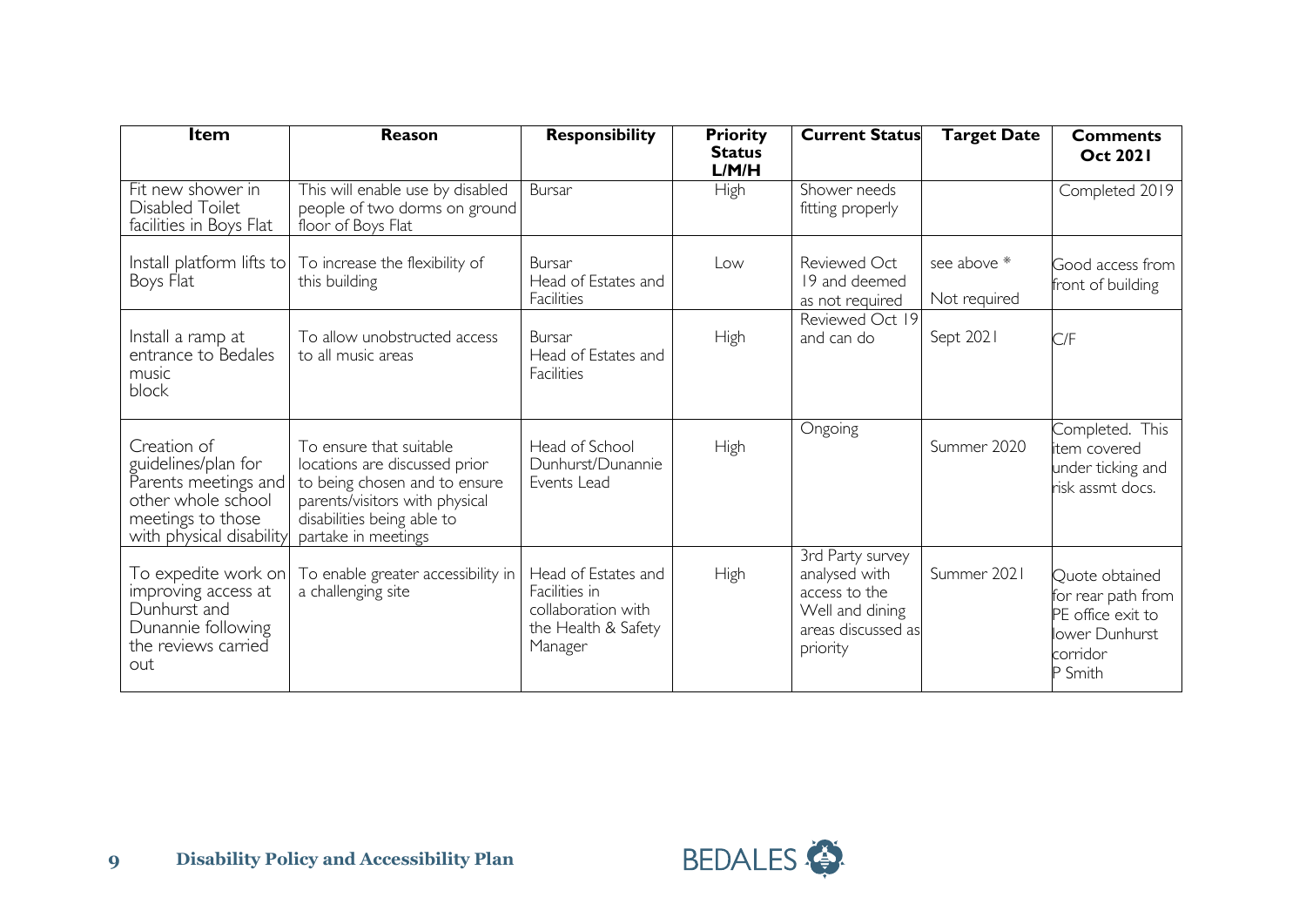| Item | Reason | Responsibility | Priority Status L/M/H | Current Status | Target Date | Comments Oct 2021 |
|---|---|---|---|---|---|---|
| Fit new shower in Disabled Toilet facilities in Boys Flat | This will enable use by disabled people of two dorms on ground floor of Boys Flat | Bursar | High | Shower needs fitting properly | | Completed 2019 |
| Install platform lifts to Boys Flat | To increase the flexibility of this building | Bursar Head of Estates and Facilities | Low | Reviewed Oct 19 and deemed as not required | see above * Not required | Good access from front of building |
| Install a ramp at entrance to Bedales music block | To allow unobstructed access to all music areas | Bursar Head of Estates and Facilities | High | Reviewed Oct 19 and can do | Sept 2021 | C/F |
| Creation of guidelines/plan for Parents meetings and other whole school meetings to those with physical disability | To ensure that suitable locations are discussed prior to being chosen and to ensure parents/visitors with physical disabilities being able to partake in meetings | Head of School Dunhurst/Dunannie Events Lead | High | Ongoing | Summer 2020 | Completed. This item covered under ticking and risk assmt docs. |
| To expedite work on improving access at Dunhurst and Dunannie following the reviews carried out | To enable greater accessibility in a challenging site | Head of Estates and Facilities in collaboration with the Health & Safety Manager | High | 3rd Party survey analysed with access to the Well and dining areas discussed as priority | Summer 2021 | Quote obtained for rear path from PE office exit to lower Dunhurst corridor P Smith |